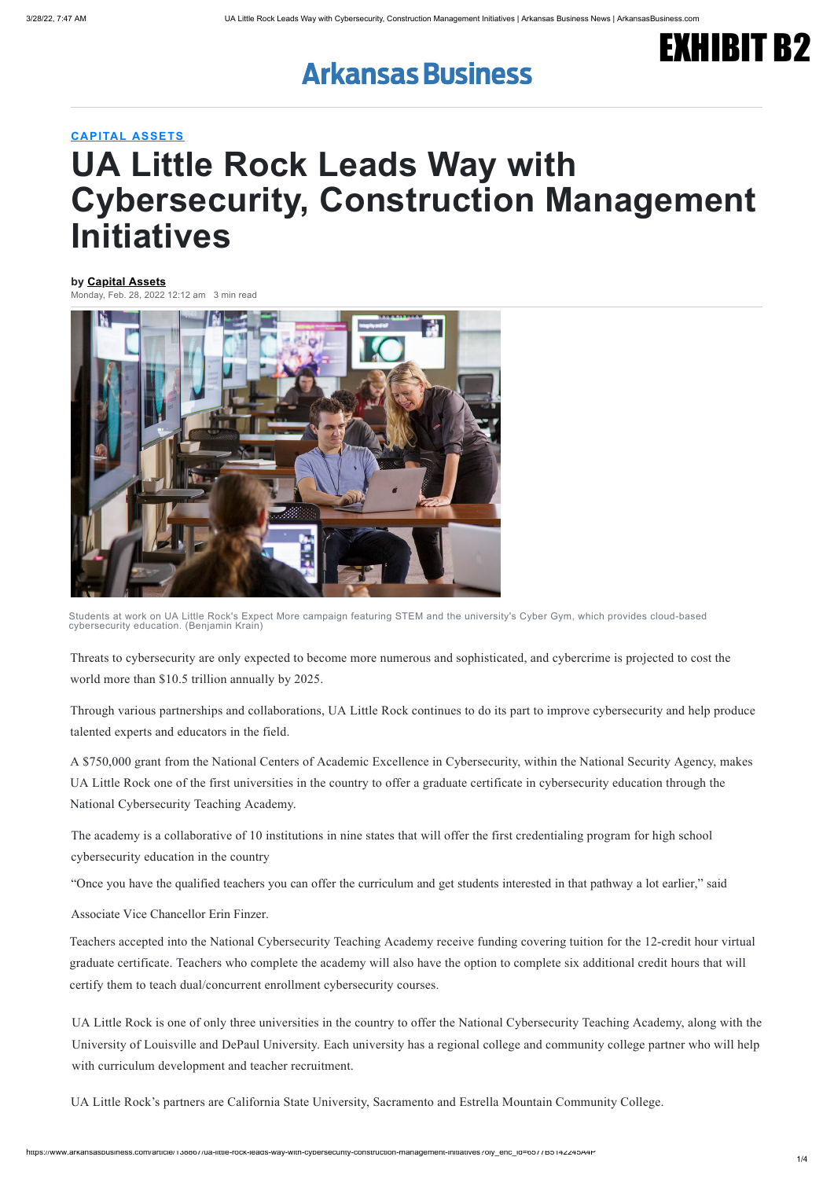EXHIBIT B2

Arkansas Business

**CAPITAL ASSETS**

# UA Little Rock Leads Way with Cybersecurity, Construction Management Initiatives

by **Capital Assets**
Monday, Feb. 28, 2022 12:12 am 3 min read

Students at work on UA Little Rock's Expect More campaign featuring STEM and the university's Cyber Gym, which provides cloud-based cybersecurity education. (Benjamin Krain)

Threats to cybersecurity are only expected to become more numerous and sophisticated, and cybercrime is projected to cost the world more than $10.5 trillion annually by 2025.

Through various partnerships and collaborations, UA Little Rock continues to do its part to improve cybersecurity and help produce talented experts and educators in the field.

A $750,000 grant from the National Centers of Academic Excellence in Cybersecurity, within the National Security Agency, makes UA Little Rock one of the first universities in the country to offer a graduate certificate in cybersecurity education through the National Cybersecurity Teaching Academy.

The academy is a collaborative of 10 institutions in nine states that will offer the first credentialing program for high school cybersecurity education in the country

"Once you have the qualified teachers you can offer the curriculum and get students interested in that pathway a lot earlier," said

Associate Vice Chancellor Erin Finzer.

Teachers accepted into the National Cybersecurity Teaching Academy receive funding covering tuition for the 12-credit hour virtual graduate certificate. Teachers who complete the academy will also have the option to complete six additional credit hours that will certify them to teach dual/concurrent enrollment cybersecurity courses.

UA Little Rock is one of only three universities in the country to offer the National Cybersecurity Teaching Academy, along with the University of Louisville and DePaul University. Each university has a regional college and community college partner who will help with curriculum development and teacher recruitment.

UA Little Rock's partners are California State University, Sacramento and Estrella Mountain Community College.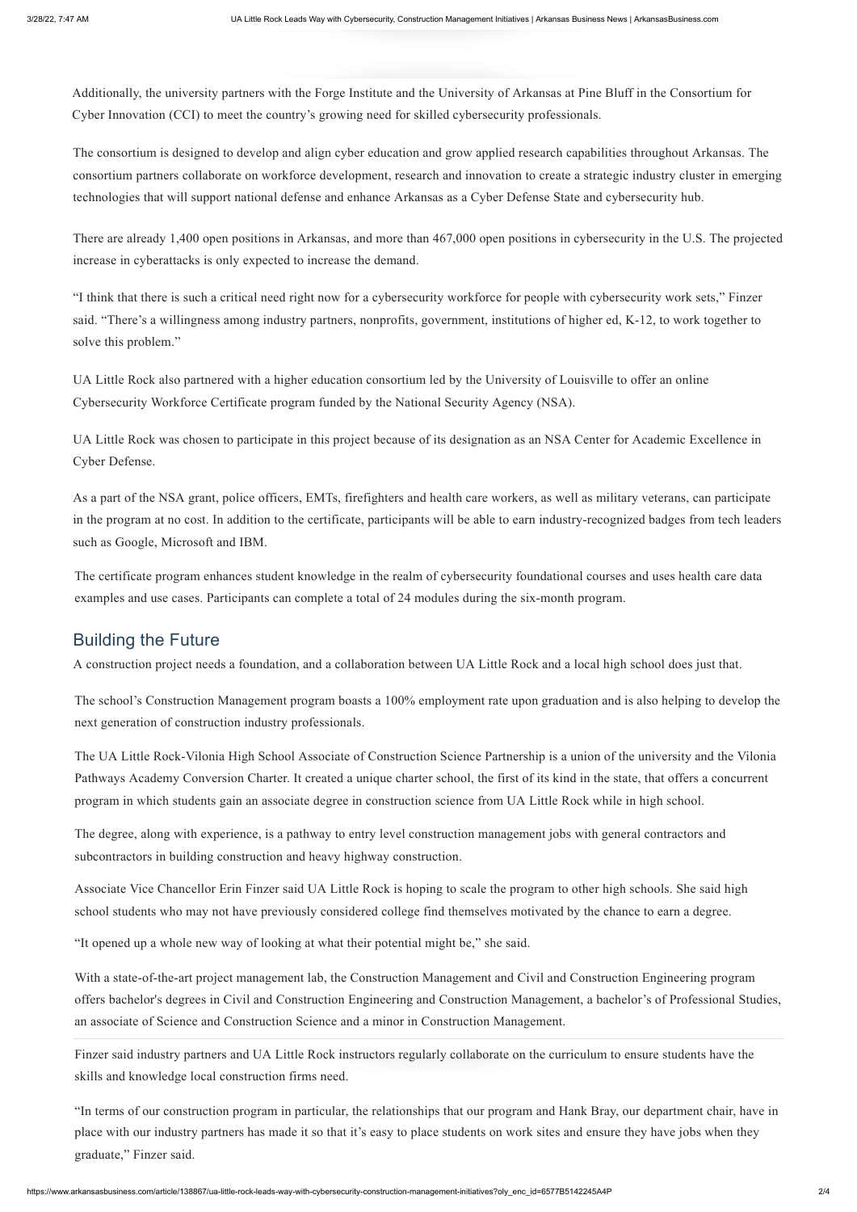Additionally, the university partners with the Forge Institute and the University of Arkansas at Pine Bluff in the Consortium for Cyber Innovation (CCI) to meet the country's growing need for skilled cybersecurity professionals.

The consortium is designed to develop and align cyber education and grow applied research capabilities throughout Arkansas. The consortium partners collaborate on workforce development, research and innovation to create a strategic industry cluster in emerging technologies that will support national defense and enhance Arkansas as a Cyber Defense State and cybersecurity hub.

There are already 1,400 open positions in Arkansas, and more than 467,000 open positions in cybersecurity in the U.S. The projected increase in cyberattacks is only expected to increase the demand.

"I think that there is such a critical need right now for a cybersecurity workforce for people with cybersecurity work sets," Finzer said. "There's a willingness among industry partners, nonprofits, government, institutions of higher ed, K-12, to work together to solve this problem."

UA Little Rock also partnered with a higher education consortium led by the University of Louisville to offer an online Cybersecurity Workforce Certificate program funded by the National Security Agency (NSA).

UA Little Rock was chosen to participate in this project because of its designation as an NSA Center for Academic Excellence in Cyber Defense.

As a part of the NSA grant, police officers, EMTs, firefighters and health care workers, as well as military veterans, can participate in the program at no cost. In addition to the certificate, participants will be able to earn industry-recognized badges from tech leaders such as Google, Microsoft and IBM.

The certificate program enhances student knowledge in the realm of cybersecurity foundational courses and uses health care data examples and use cases. Participants can complete a total of 24 modules during the six-month program.

## Building the Future

A construction project needs a foundation, and a collaboration between UA Little Rock and a local high school does just that.

The school's Construction Management program boasts a 100% employment rate upon graduation and is also helping to develop the next generation of construction industry professionals.

The UA Little Rock-Vilonia High School Associate of Construction Science Partnership is a union of the university and the Vilonia Pathways Academy Conversion Charter. It created a unique charter school, the first of its kind in the state, that offers a concurrent program in which students gain an associate degree in construction science from UA Little Rock while in high school.

The degree, along with experience, is a pathway to entry level construction management jobs with general contractors and subcontractors in building construction and heavy highway construction.

Associate Vice Chancellor Erin Finzer said UA Little Rock is hoping to scale the program to other high schools. She said high school students who may not have previously considered college find themselves motivated by the chance to earn a degree.

"It opened up a whole new way of looking at what their potential might be," she said.

With a state-of-the-art project management lab, the Construction Management and Civil and Construction Engineering program offers bachelor's degrees in Civil and Construction Engineering and Construction Management, a bachelor's of Professional Studies, an associate of Science and Construction Science and a minor in Construction Management.

Finzer said industry partners and UA Little Rock instructors regularly collaborate on the curriculum to ensure students have the skills and knowledge local construction firms need.

"In terms of our construction program in particular, the relationships that our program and Hank Bray, our department chair, have in place with our industry partners has made it so that it's easy to place students on work sites and ensure they have jobs when they graduate," Finzer said.